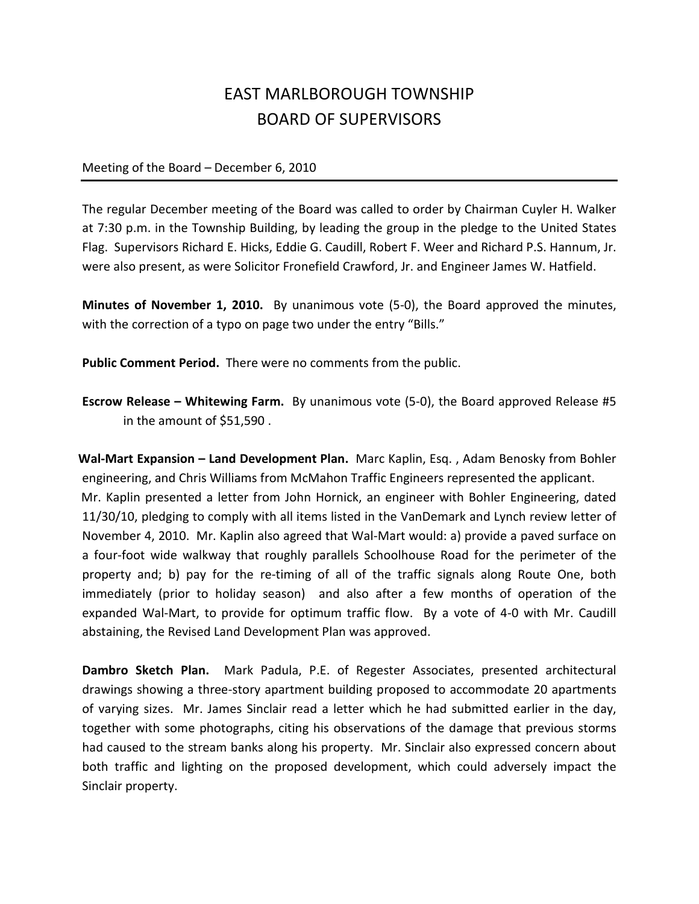# EAST MARLBOROUGH TOWNSHIP
# BOARD OF SUPERVISORS

Meeting of the Board – December 6, 2010

The regular December meeting of the Board was called to order by Chairman Cuyler H. Walker at 7:30 p.m. in the Township Building, by leading the group in the pledge to the United States Flag. Supervisors Richard E. Hicks, Eddie G. Caudill, Robert F. Weer and Richard P.S. Hannum, Jr. were also present, as were Solicitor Fronefield Crawford, Jr. and Engineer James W. Hatfield.

**Minutes of November 1, 2010.** By unanimous vote (5-0), the Board approved the minutes, with the correction of a typo on page two under the entry "Bills."

**Public Comment Period.** There were no comments from the public.

**Escrow Release – Whitewing Farm.** By unanimous vote (5-0), the Board approved Release #5 in the amount of $51,590 .

**Wal-Mart Expansion – Land Development Plan.** Marc Kaplin, Esq. , Adam Benosky from Bohler engineering, and Chris Williams from McMahon Traffic Engineers represented the applicant. Mr. Kaplin presented a letter from John Hornick, an engineer with Bohler Engineering, dated 11/30/10, pledging to comply with all items listed in the VanDemark and Lynch review letter of November 4, 2010. Mr. Kaplin also agreed that Wal-Mart would: a) provide a paved surface on a four-foot wide walkway that roughly parallels Schoolhouse Road for the perimeter of the property and; b) pay for the re-timing of all of the traffic signals along Route One, both immediately (prior to holiday season) and also after a few months of operation of the expanded Wal-Mart, to provide for optimum traffic flow. By a vote of 4-0 with Mr. Caudill abstaining, the Revised Land Development Plan was approved.

**Dambro Sketch Plan.** Mark Padula, P.E. of Regester Associates, presented architectural drawings showing a three-story apartment building proposed to accommodate 20 apartments of varying sizes. Mr. James Sinclair read a letter which he had submitted earlier in the day, together with some photographs, citing his observations of the damage that previous storms had caused to the stream banks along his property. Mr. Sinclair also expressed concern about both traffic and lighting on the proposed development, which could adversely impact the Sinclair property.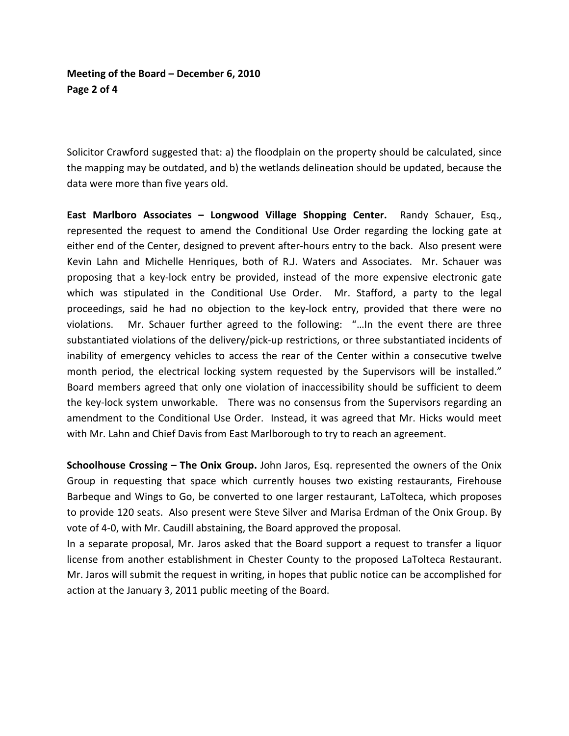Solicitor Crawford suggested that: a) the floodplain on the property should be calculated, since the mapping may be outdated, and b) the wetlands delineation should be updated, because the data were more than five years old.

**East Marlboro Associates – Longwood Village Shopping Center.** Randy Schauer, Esq., represented the request to amend the Conditional Use Order regarding the locking gate at either end of the Center, designed to prevent after-hours entry to the back. Also present were Kevin Lahn and Michelle Henriques, both of R.J. Waters and Associates. Mr. Schauer was proposing that a key-lock entry be provided, instead of the more expensive electronic gate which was stipulated in the Conditional Use Order. Mr. Stafford, a party to the legal proceedings, said he had no objection to the key-lock entry, provided that there were no violations. Mr. Schauer further agreed to the following: "…In the event there are three substantiated violations of the delivery/pick-up restrictions, or three substantiated incidents of inability of emergency vehicles to access the rear of the Center within a consecutive twelve month period, the electrical locking system requested by the Supervisors will be installed." Board members agreed that only one violation of inaccessibility should be sufficient to deem the key-lock system unworkable. There was no consensus from the Supervisors regarding an amendment to the Conditional Use Order. Instead, it was agreed that Mr. Hicks would meet with Mr. Lahn and Chief Davis from East Marlborough to try to reach an agreement.

**Schoolhouse Crossing – The Onix Group.** John Jaros, Esq. represented the owners of the Onix Group in requesting that space which currently houses two existing restaurants, Firehouse Barbeque and Wings to Go, be converted to one larger restaurant, LaTolteca, which proposes to provide 120 seats. Also present were Steve Silver and Marisa Erdman of the Onix Group. By vote of 4-0, with Mr. Caudill abstaining, the Board approved the proposal.

In a separate proposal, Mr. Jaros asked that the Board support a request to transfer a liquor license from another establishment in Chester County to the proposed LaTolteca Restaurant. Mr. Jaros will submit the request in writing, in hopes that public notice can be accomplished for action at the January 3, 2011 public meeting of the Board.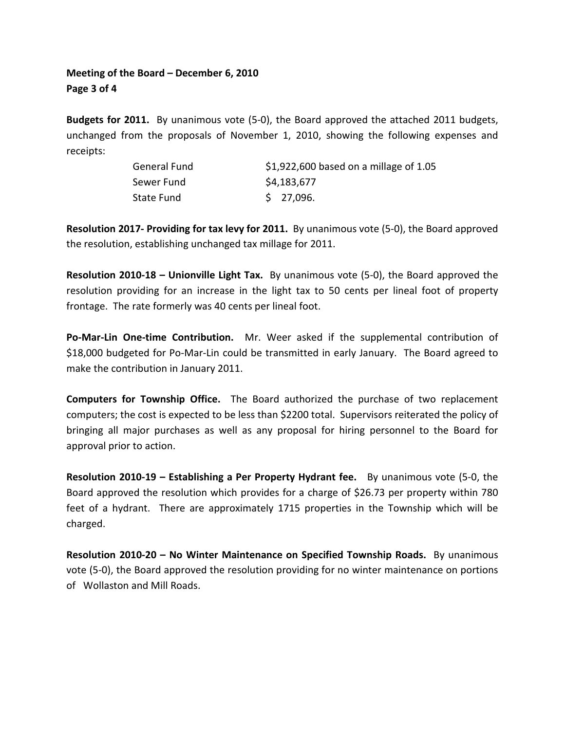**Meeting of the Board – December 6, 2010**

**Budgets for 2011.** By unanimous vote (5-0), the Board approved the attached 2011 budgets, unchanged from the proposals of November 1, 2010, showing the following expenses and receipts:

| | |
|---|---|
| General Fund | $1,922,600 based on a millage of 1.05 |
| Sewer Fund | $4,183,677 |
| State Fund | $ 27,096. |

**Resolution 2017- Providing for tax levy for 2011.** By unanimous vote (5-0), the Board approved the resolution, establishing unchanged tax millage for 2011.

**Resolution 2010-18 – Unionville Light Tax.** By unanimous vote (5-0), the Board approved the resolution providing for an increase in the light tax to 50 cents per lineal foot of property frontage. The rate formerly was 40 cents per lineal foot.

**Po-Mar-Lin One-time Contribution.** Mr. Weer asked if the supplemental contribution of $18,000 budgeted for Po-Mar-Lin could be transmitted in early January. The Board agreed to make the contribution in January 2011.

**Computers for Township Office.** The Board authorized the purchase of two replacement computers; the cost is expected to be less than $2200 total. Supervisors reiterated the policy of bringing all major purchases as well as any proposal for hiring personnel to the Board for approval prior to action.

**Resolution 2010-19 – Establishing a Per Property Hydrant fee.** By unanimous vote (5-0, the Board approved the resolution which provides for a charge of $26.73 per property within 780 feet of a hydrant. There are approximately 1715 properties in the Township which will be charged.

**Resolution 2010-20 – No Winter Maintenance on Specified Township Roads.** By unanimous vote (5-0), the Board approved the resolution providing for no winter maintenance on portions of Wollaston and Mill Roads.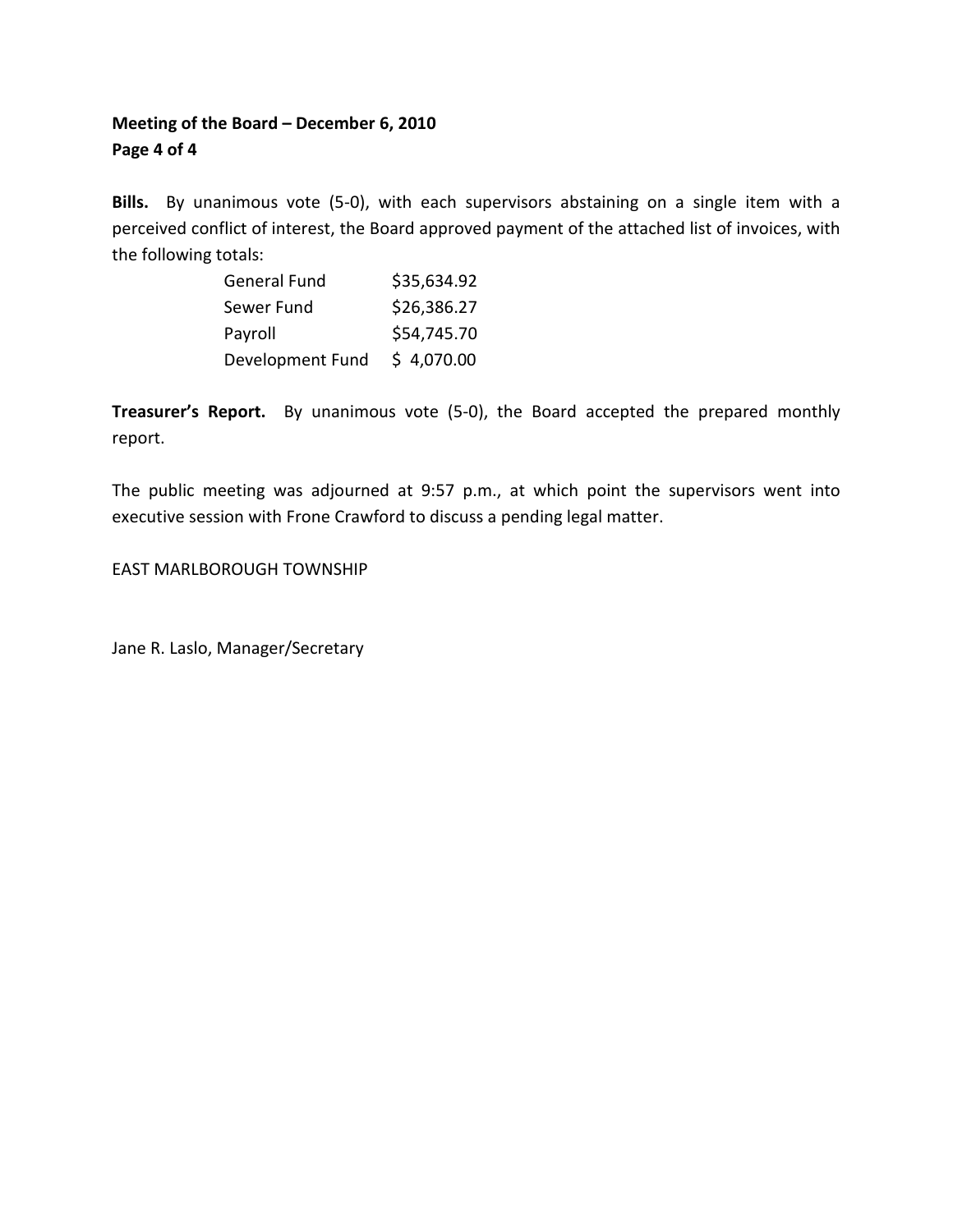**Bills.** By unanimous vote (5-0), with each supervisors abstaining on a single item with a perceived conflict of interest, the Board approved payment of the attached list of invoices, with the following totals:

| | |
|---|---|
| General Fund | $35,634.92 |
| Sewer Fund | $26,386.27 |
| Payroll | $54,745.70 |
| Development Fund | $ 4,070.00 |

**Treasurer's Report.** By unanimous vote (5-0), the Board accepted the prepared monthly report.

The public meeting was adjourned at 9:57 p.m., at which point the supervisors went into executive session with Frone Crawford to discuss a pending legal matter.

EAST MARLBOROUGH TOWNSHIP

Jane R. Laslo, Manager/Secretary